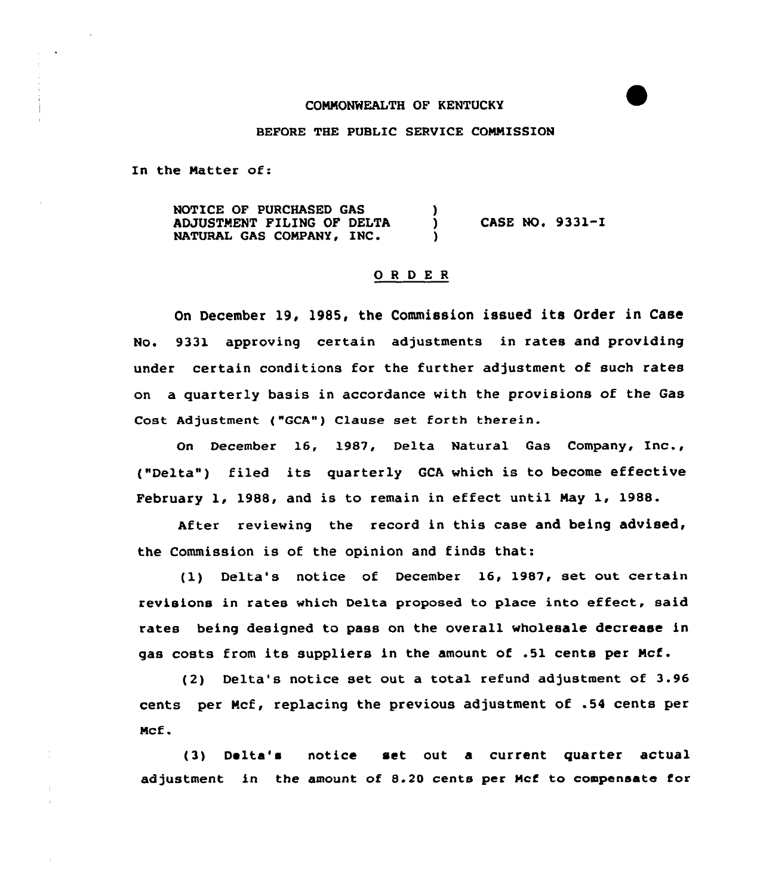COMMONWEALTH OF KENTUCKY

BEFORE THE PUBLIC SERVICE COMMISSION

In the Matter of:

| | | |
|---|---|---|
| NOTICE OF PURCHASED GAS ADJUSTMENT FILING OF DELTA NATURAL GAS COMPANY, INC. | ) ) ) | CASE NO. 9331-I |

## O R D E R

On December 19, 1985, the Commission issued its Order in Case No. 9331 approving certain adjustments in rates and providing under certain conditions for the further adjustment of such rates on a quarterly basis in accordance with the provisions of the Gas Cost Adjustment ("GCA") Clause set forth therein.

On December 16, 1987, Delta Natural Gas Company, Inc., ("Delta") filed its quarterly GCA which is to become effective February 1, 1988, and is to remain in effect until May 1, 1988.

After reviewing the record in this case and being advised, the Commission is of the opinion and finds that:

(1) Delta's notice of December 16, 1987, set out certain revisions in rates which Delta proposed to place into effect, said rates being designed to pass on the overall wholesale decrease in gas costs from its suppliers in the amount of .51 cents per Mcf.

(2) Delta's notice set out a total refund adjustment of 3.96 cents per Mcf, replacing the previous adjustment of .54 cents per Mcf.

(3) Delta's notice set out a current quarter actual adjustment in the amount of 8.20 cents per Mcf to compensate for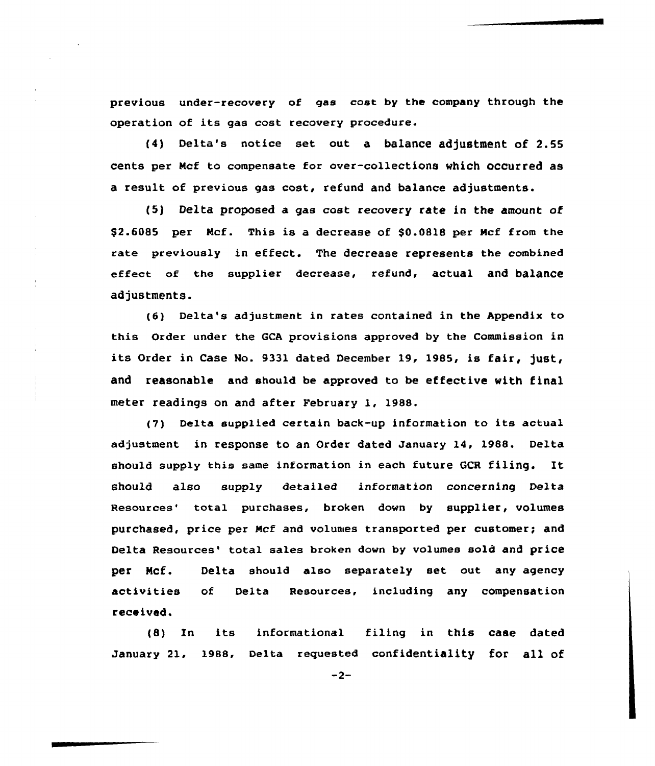previous under-recovery of gas cost by the company through the operation of its gas cost recovery procedure.

(4) Delta's notice set out a balance adjustment of 2.55 cents per Mcf to compensate for over-collections which occurred as a result of previous gas cost, refund and balance adjustments.

(5) Delta proposed a gas cost recovery rate in the amount of $2.6085 per Mcf. This is a decrease of $0.0818 per Mcf from the rate previously in effect. The decrease represents the combined effect of the supplier decrease, refund, actual and balance adjustments.

(6) Delta's adjustment in rates contained in the Appendix to this Order under the GCA provisions approved by the Commission in its Order in Case No. 9331 dated December 19, 1985, is fair, just, and reasonable and should be approved to be effective with final meter readings on and after February 1, 1988.

(7) Delta supplied certain back-up information to its actual adjustment in response to an Order dated January 14, 1988. Delta should supply this same information in each future GCR filing. It should also supply detailed information concerning Delta Resources' total purchases, broken down by supplier, volumes purchased, price per Mcf and volumes transported per customer; and Delta Resources' total sales broken down by volumes sold and price per Mcf. Delta should also separately set out any agency activities of Delta Resources, including any compensation received.

(8) In its informational filing in this case dated January 21, 1988, Delta requested confidentiality for all of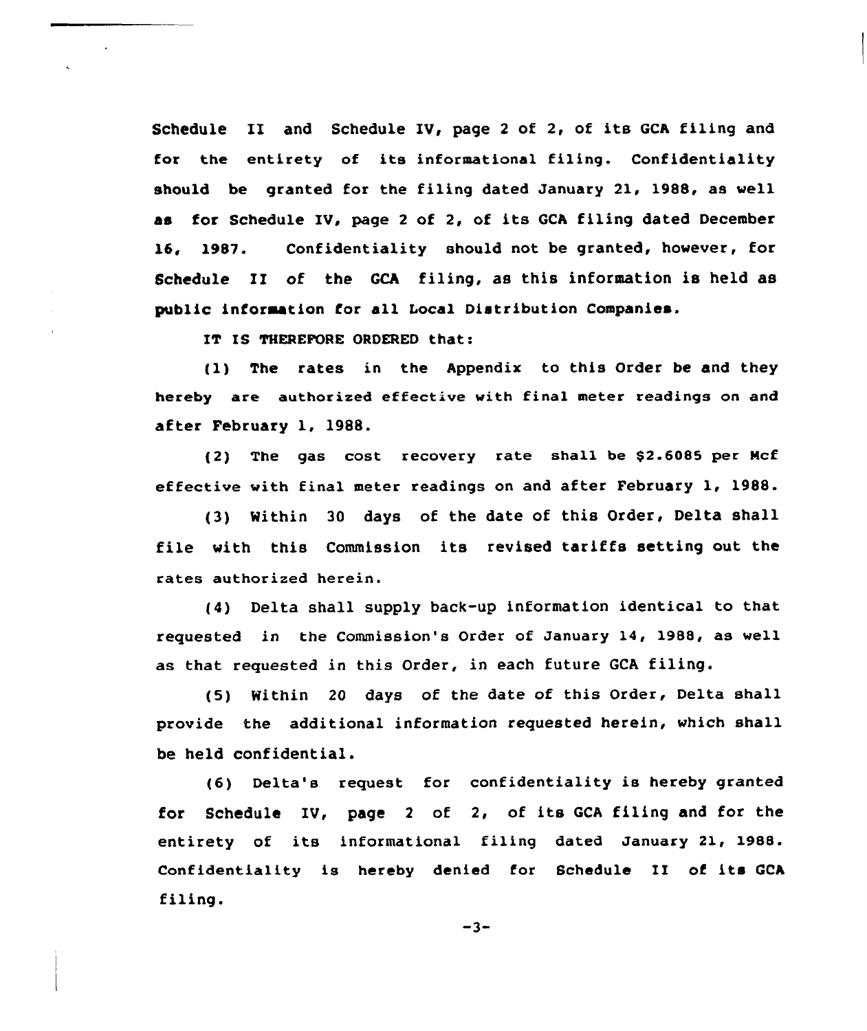Schedule II and Schedule IV, page 2 of 2, of its GCA filing and for the entirety of its informational filing. Confidentiality should be granted for the filing dated January 21, 1988, as well as for Schedule IV, page 2 of 2, of its GCA filing dated December 16, 1987. Confidentiality should not be granted, however, for Schedule II of the GCA filing, as this information is held as public information for all Local Distribution Companies.

IT IS THEREFORE ORDERED that:

(1) The rates in the Appendix to this Order be and they hereby are authorized effective with final meter readings on and after February 1, 1988.

(2) The gas cost recovery rate shall be $2.6085 per Mcf effective with final meter readings on and after February 1, 1988.

(3) Within 30 days of the date of this Order, Delta shall file with this Commission its revised tariffs setting out the rates authorized herein.

(4) Delta shall supply back-up information identical to that requested in the Commission's Order of January 14, 1988, as well as that requested in this Order, in each future GCA filing.

(5) Within 20 days of the date of this Order, Delta shall provide the additional information requested herein, which shall be held confidential.

(6) Delta's request for confidentiality is hereby granted for Schedule IV, page 2 of 2, of its GCA filing and for the entirety of its informational filing dated January 21, 1988. Confidentiality is hereby denied for Schedule II of its GCA filing.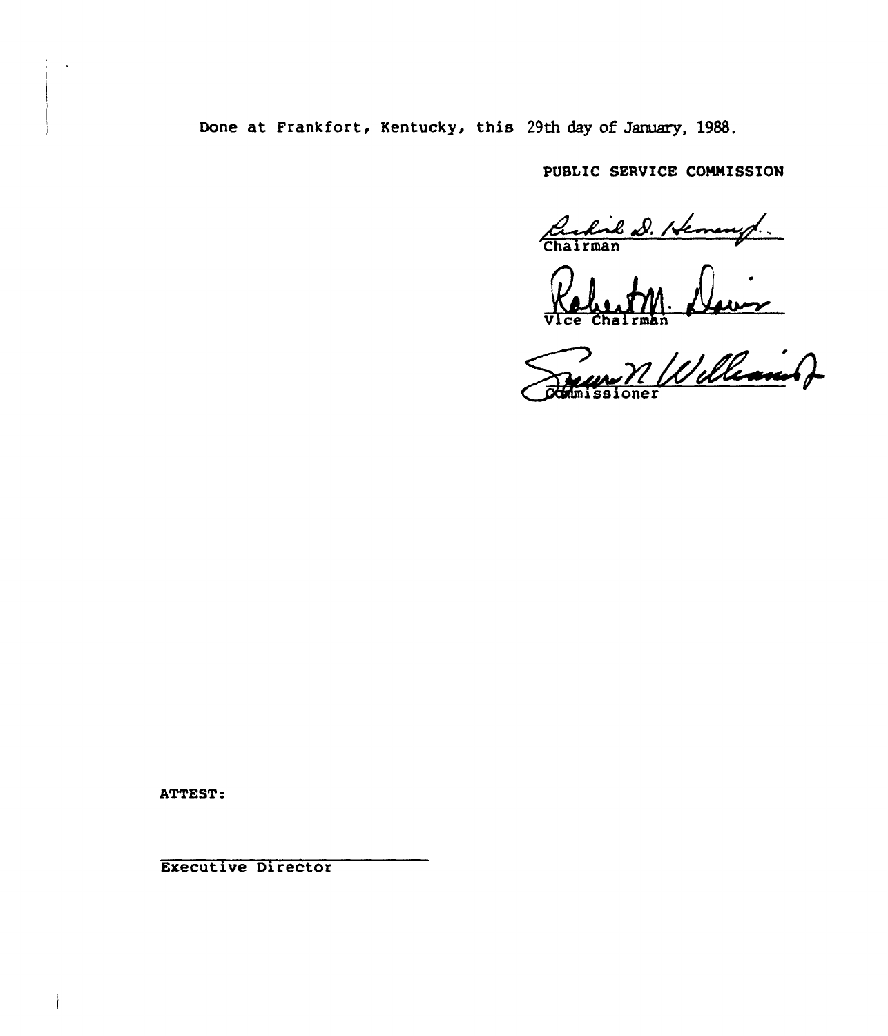Done at Frankfort, Kentucky, this 29th day of January, 1988.

PUBLIC SERVICE COMMISSION

Chairman

Vice Chairman

Commissioner

ATTEST:

Executive Director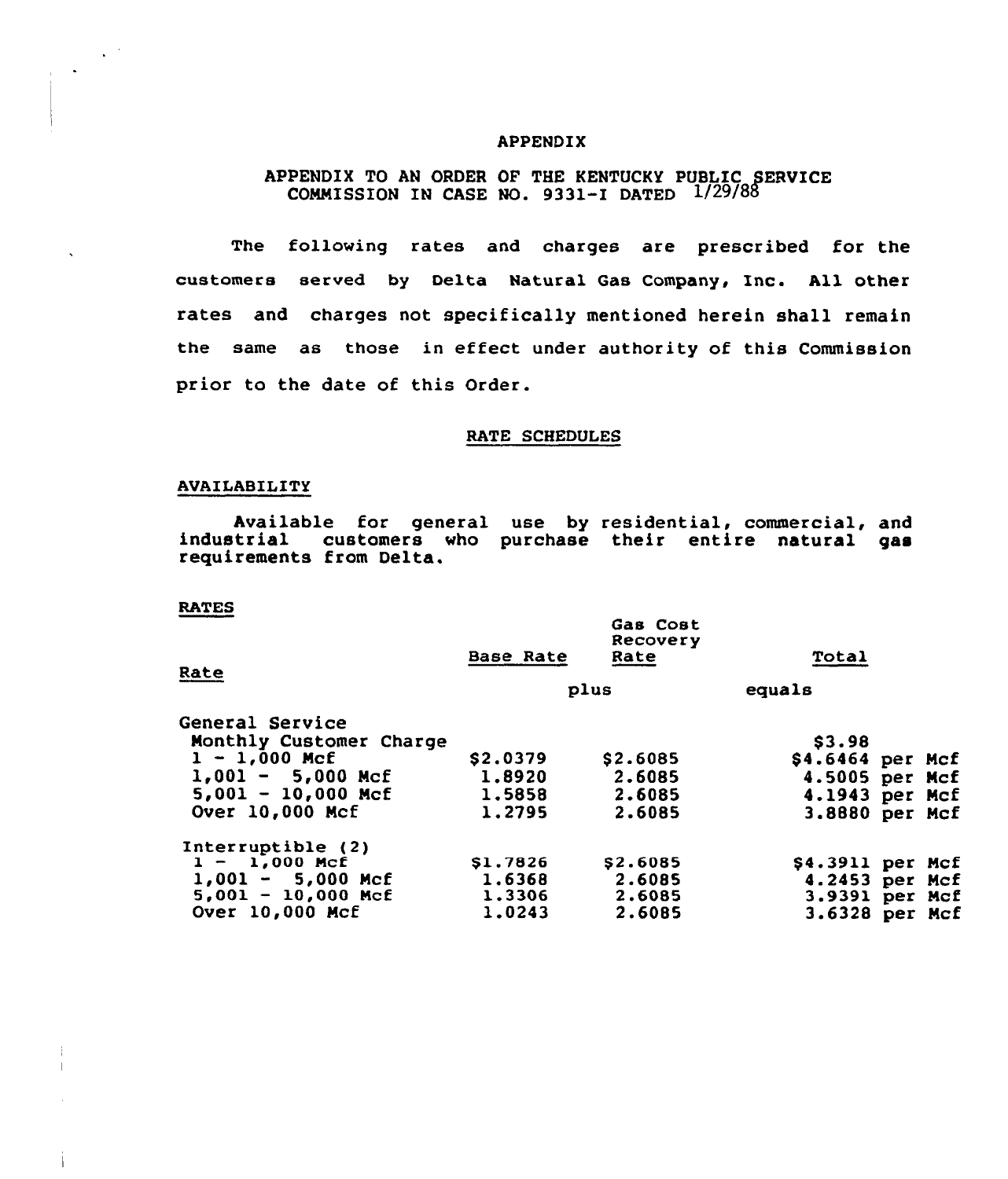APPENDIX

APPENDIX TO AN ORDER OF THE KENTUCKY PUBLIC SERVICE COMMISSION IN CASE NO. 9331-I DATED 1/29/88

The following rates and charges are prescribed for the customers served by Delta Natural Gas Company, Inc. All other rates and charges not specifically mentioned herein shall remain the same as those in effect under authority of this Commission prior to the date of this Order.

RATE SCHEDULES

AVAILABILITY

Available for general use by residential, commercial, and industrial customers who purchase their entire natural gas requirements from Delta.

RATES

| Rate | Base Rate | Gas Cost Recovery Rate | Total |
|---|---|---|---|
| | plus | | equals |
| General Service | | | |
| Monthly Customer Charge | | | $3.98 |
| 1 - 1,000 Mcf | $2.0379 | $2.6085 | $4.6464 per Mcf |
| 1,001 - 5,000 Mcf | 1.8920 | 2.6085 | 4.5005 per Mcf |
| 5,001 - 10,000 Mcf | 1.5858 | 2.6085 | 4.1943 per Mcf |
| Over 10,000 Mcf | 1.2795 | 2.6085 | 3.8880 per Mcf |
| Interruptible (2) | | | |
| 1 - 1,000 Mcf | $1.7826 | $2.6085 | $4.3911 per Mcf |
| 1,001 - 5,000 Mcf | 1.6368 | 2.6085 | 4.2453 per Mcf |
| 5,001 - 10,000 Mcf | 1.3306 | 2.6085 | 3.9391 per Mcf |
| Over 10,000 Mcf | 1.0243 | 2.6085 | 3.6328 per Mcf |